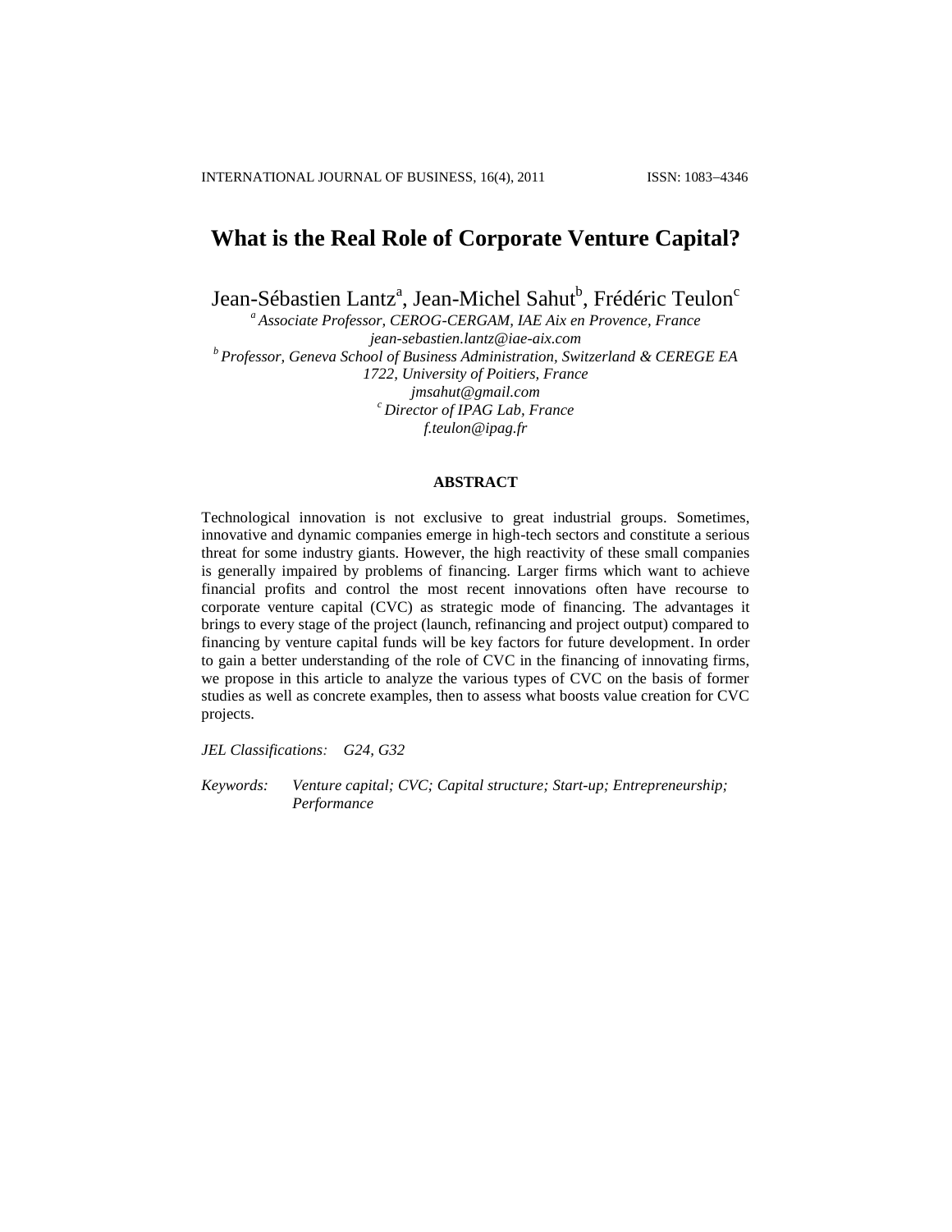# What is the Real Role of Corporate Venture Capital?

Jean-Sébastien Lantz[a], Jean-Michel Sahut[b], Frédéric Teulon[c]

[a] *Associate Professor, CEROG-CERGAM, IAE Aix en Provence, France*
*jean-sebastien.lantz@iae-aix.com*
[b] *Professor, Geneva School of Business Administration, Switzerland & CEREGE EA 1722, University of Poitiers, France*
*jmsahut@gmail.com*
[c] *Director of IPAG Lab, France*
*f.teulon@ipag.fr*

## ABSTRACT

Technological innovation is not exclusive to great industrial groups. Sometimes, innovative and dynamic companies emerge in high-tech sectors and constitute a serious threat for some industry giants. However, the high reactivity of these small companies is generally impaired by problems of financing. Larger firms which want to achieve financial profits and control the most recent innovations often have recourse to corporate venture capital (CVC) as strategic mode of financing. The advantages it brings to every stage of the project (launch, refinancing and project output) compared to financing by venture capital funds will be key factors for future development. In order to gain a better understanding of the role of CVC in the financing of innovating firms, we propose in this article to analyze the various types of CVC on the basis of former studies as well as concrete examples, then to assess what boosts value creation for CVC projects.

*JEL Classifications:* *G24, G32*

*Keywords:* *Venture capital; CVC; Capital structure; Start-up; Entrepreneurship; Performance*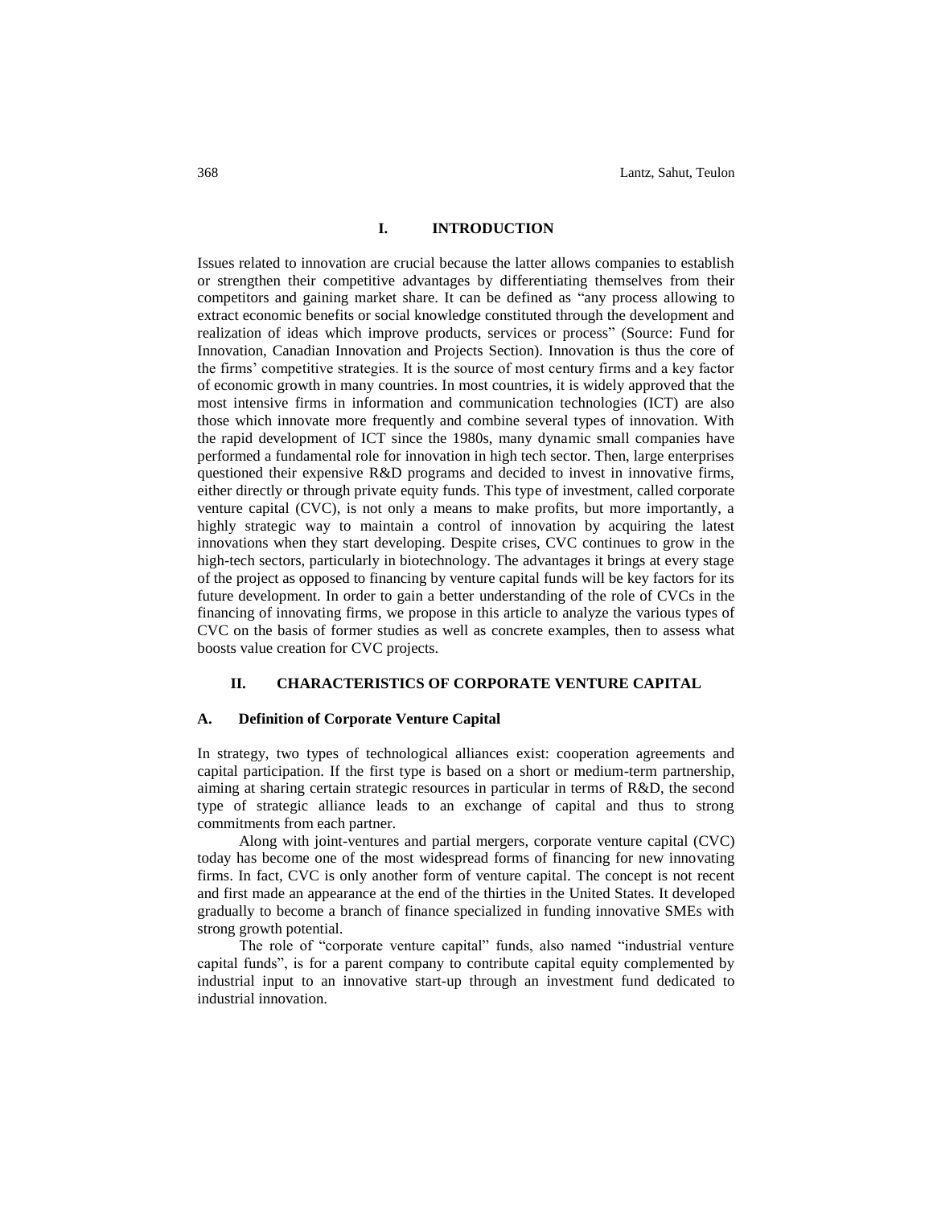## I. INTRODUCTION

Issues related to innovation are crucial because the latter allows companies to establish or strengthen their competitive advantages by differentiating themselves from their competitors and gaining market share. It can be defined as "any process allowing to extract economic benefits or social knowledge constituted through the development and realization of ideas which improve products, services or process" (Source: Fund for Innovation, Canadian Innovation and Projects Section). Innovation is thus the core of the firms' competitive strategies. It is the source of most century firms and a key factor of economic growth in many countries. In most countries, it is widely approved that the most intensive firms in information and communication technologies (ICT) are also those which innovate more frequently and combine several types of innovation. With the rapid development of ICT since the 1980s, many dynamic small companies have performed a fundamental role for innovation in high tech sector. Then, large enterprises questioned their expensive R&D programs and decided to invest in innovative firms, either directly or through private equity funds. This type of investment, called corporate venture capital (CVC), is not only a means to make profits, but more importantly, a highly strategic way to maintain a control of innovation by acquiring the latest innovations when they start developing. Despite crises, CVC continues to grow in the high-tech sectors, particularly in biotechnology. The advantages it brings at every stage of the project as opposed to financing by venture capital funds will be key factors for its future development. In order to gain a better understanding of the role of CVCs in the financing of innovating firms, we propose in this article to analyze the various types of CVC on the basis of former studies as well as concrete examples, then to assess what boosts value creation for CVC projects.

## II. CHARACTERISTICS OF CORPORATE VENTURE CAPITAL

### A. Definition of Corporate Venture Capital

In strategy, two types of technological alliances exist: cooperation agreements and capital participation. If the first type is based on a short or medium-term partnership, aiming at sharing certain strategic resources in particular in terms of R&D, the second type of strategic alliance leads to an exchange of capital and thus to strong commitments from each partner.

Along with joint-ventures and partial mergers, corporate venture capital (CVC) today has become one of the most widespread forms of financing for new innovating firms. In fact, CVC is only another form of venture capital. The concept is not recent and first made an appearance at the end of the thirties in the United States. It developed gradually to become a branch of finance specialized in funding innovative SMEs with strong growth potential.

The role of "corporate venture capital" funds, also named "industrial venture capital funds", is for a parent company to contribute capital equity complemented by industrial input to an innovative start-up through an investment fund dedicated to industrial innovation.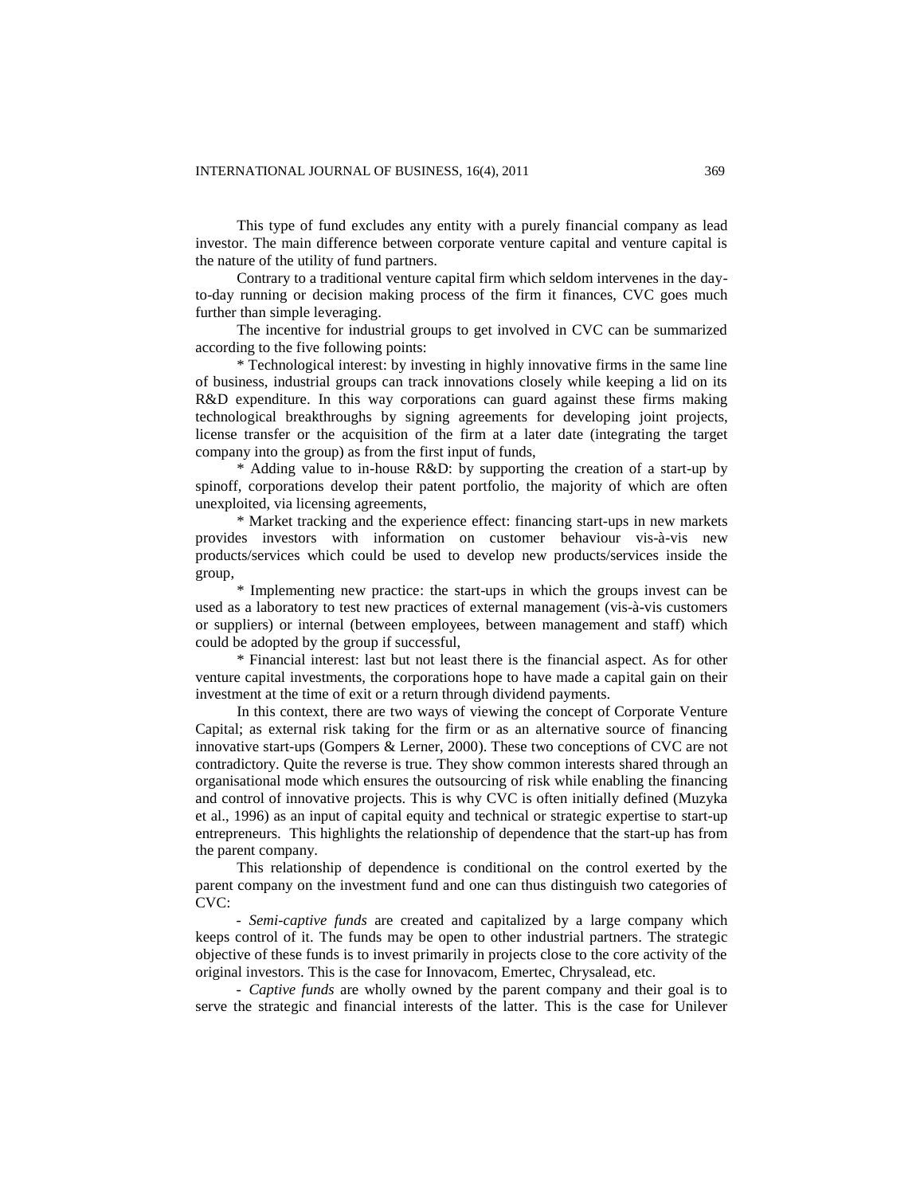This type of fund excludes any entity with a purely financial company as lead investor. The main difference between corporate venture capital and venture capital is the nature of the utility of fund partners.

Contrary to a traditional venture capital firm which seldom intervenes in the day-to-day running or decision making process of the firm it finances, CVC goes much further than simple leveraging.

The incentive for industrial groups to get involved in CVC can be summarized according to the five following points:

* Technological interest: by investing in highly innovative firms in the same line of business, industrial groups can track innovations closely while keeping a lid on its R&D expenditure. In this way corporations can guard against these firms making technological breakthroughs by signing agreements for developing joint projects, license transfer or the acquisition of the firm at a later date (integrating the target company into the group) as from the first input of funds,

* Adding value to in-house R&D: by supporting the creation of a start-up by spinoff, corporations develop their patent portfolio, the majority of which are often unexploited, via licensing agreements,

* Market tracking and the experience effect: financing start-ups in new markets provides investors with information on customer behaviour vis-à-vis new products/services which could be used to develop new products/services inside the group,

* Implementing new practice: the start-ups in which the groups invest can be used as a laboratory to test new practices of external management (vis-à-vis customers or suppliers) or internal (between employees, between management and staff) which could be adopted by the group if successful,

* Financial interest: last but not least there is the financial aspect. As for other venture capital investments, the corporations hope to have made a capital gain on their investment at the time of exit or a return through dividend payments.

In this context, there are two ways of viewing the concept of Corporate Venture Capital; as external risk taking for the firm or as an alternative source of financing innovative start-ups (Gompers & Lerner, 2000). These two conceptions of CVC are not contradictory. Quite the reverse is true. They show common interests shared through an organisational mode which ensures the outsourcing of risk while enabling the financing and control of innovative projects. This is why CVC is often initially defined (Muzyka et al., 1996) as an input of capital equity and technical or strategic expertise to start-up entrepreneurs. This highlights the relationship of dependence that the start-up has from the parent company.

This relationship of dependence is conditional on the control exerted by the parent company on the investment fund and one can thus distinguish two categories of CVC:

- *Semi-captive funds* are created and capitalized by a large company which keeps control of it. The funds may be open to other industrial partners. The strategic objective of these funds is to invest primarily in projects close to the core activity of the original investors. This is the case for Innovacom, Emertec, Chrysalead, etc.

- *Captive funds* are wholly owned by the parent company and their goal is to serve the strategic and financial interests of the latter. This is the case for Unilever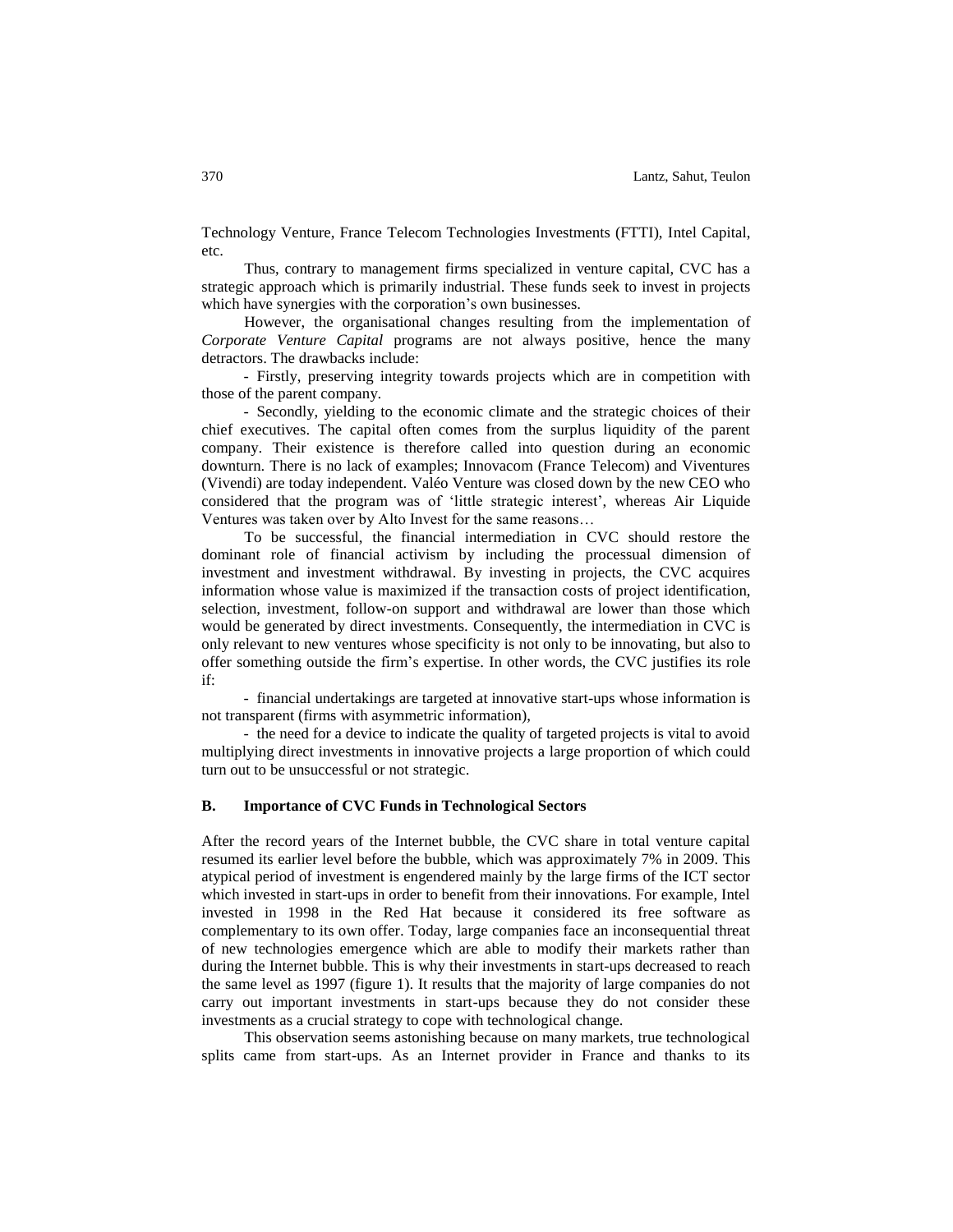Technology Venture, France Telecom Technologies Investments (FTTI), Intel Capital, etc.

Thus, contrary to management firms specialized in venture capital, CVC has a strategic approach which is primarily industrial. These funds seek to invest in projects which have synergies with the corporation's own businesses.

However, the organisational changes resulting from the implementation of *Corporate Venture Capital* programs are not always positive, hence the many detractors. The drawbacks include:

- Firstly, preserving integrity towards projects which are in competition with those of the parent company.

- Secondly, yielding to the economic climate and the strategic choices of their chief executives. The capital often comes from the surplus liquidity of the parent company. Their existence is therefore called into question during an economic downturn. There is no lack of examples; Innovacom (France Telecom) and Viventures (Vivendi) are today independent. Valéo Venture was closed down by the new CEO who considered that the program was of 'little strategic interest', whereas Air Liquide Ventures was taken over by Alto Invest for the same reasons…

To be successful, the financial intermediation in CVC should restore the dominant role of financial activism by including the processual dimension of investment and investment withdrawal. By investing in projects, the CVC acquires information whose value is maximized if the transaction costs of project identification, selection, investment, follow-on support and withdrawal are lower than those which would be generated by direct investments. Consequently, the intermediation in CVC is only relevant to new ventures whose specificity is not only to be innovating, but also to offer something outside the firm's expertise. In other words, the CVC justifies its role if:

- financial undertakings are targeted at innovative start-ups whose information is not transparent (firms with asymmetric information),

- the need for a device to indicate the quality of targeted projects is vital to avoid multiplying direct investments in innovative projects a large proportion of which could turn out to be unsuccessful or not strategic.

### B. Importance of CVC Funds in Technological Sectors

After the record years of the Internet bubble, the CVC share in total venture capital resumed its earlier level before the bubble, which was approximately 7% in 2009. This atypical period of investment is engendered mainly by the large firms of the ICT sector which invested in start-ups in order to benefit from their innovations. For example, Intel invested in 1998 in the Red Hat because it considered its free software as complementary to its own offer. Today, large companies face an inconsequential threat of new technologies emergence which are able to modify their markets rather than during the Internet bubble. This is why their investments in start-ups decreased to reach the same level as 1997 (figure 1). It results that the majority of large companies do not carry out important investments in start-ups because they do not consider these investments as a crucial strategy to cope with technological change.

This observation seems astonishing because on many markets, true technological splits came from start-ups. As an Internet provider in France and thanks to its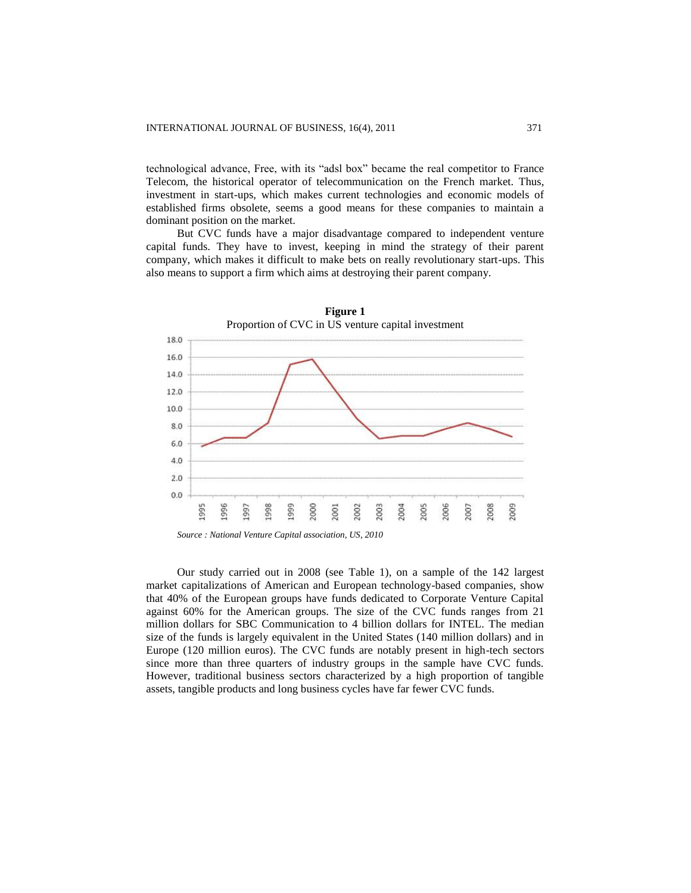technological advance, Free, with its "adsl box" became the real competitor to France Telecom, the historical operator of telecommunication on the French market. Thus, investment in start-ups, which makes current technologies and economic models of established firms obsolete, seems a good means for these companies to maintain a dominant position on the market.

But CVC funds have a major disadvantage compared to independent venture capital funds. They have to invest, keeping in mind the strategy of their parent company, which makes it difficult to make bets on really revolutionary start-ups. This also means to support a firm which aims at destroying their parent company.

**Figure 1**
Proportion of CVC in US venture capital investment

*Source : National Venture Capital association, US, 2010*

Our study carried out in 2008 (see Table 1), on a sample of the 142 largest market capitalizations of American and European technology-based companies, show that 40% of the European groups have funds dedicated to Corporate Venture Capital against 60% for the American groups. The size of the CVC funds ranges from 21 million dollars for SBC Communication to 4 billion dollars for INTEL. The median size of the funds is largely equivalent in the United States (140 million dollars) and in Europe (120 million euros). The CVC funds are notably present in high-tech sectors since more than three quarters of industry groups in the sample have CVC funds. However, traditional business sectors characterized by a high proportion of tangible assets, tangible products and long business cycles have far fewer CVC funds.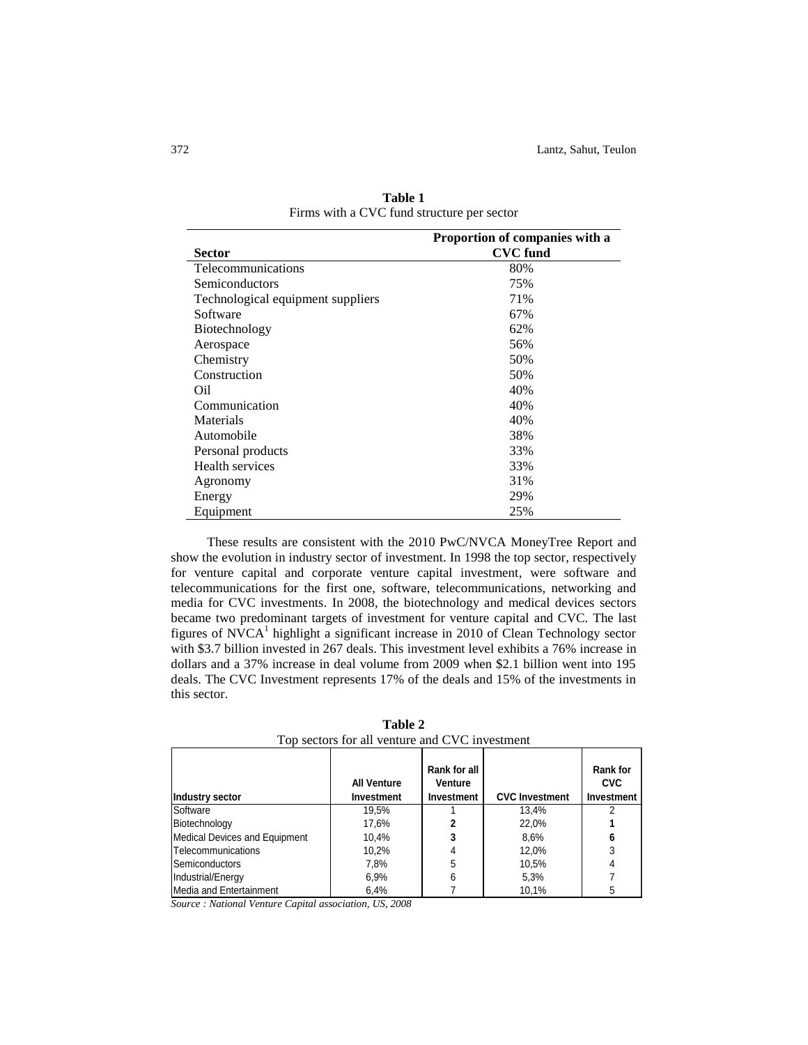**Table 1**
Firms with a CVC fund structure per sector

| Sector | Proportion of companies with a CVC fund |
|---|---|
| Telecommunications | 80% |
| Semiconductors | 75% |
| Technological equipment suppliers | 71% |
| Software | 67% |
| Biotechnology | 62% |
| Aerospace | 56% |
| Chemistry | 50% |
| Construction | 50% |
| Oil | 40% |
| Communication | 40% |
| Materials | 40% |
| Automobile | 38% |
| Personal products | 33% |
| Health services | 33% |
| Agronomy | 31% |
| Energy | 29% |
| Equipment | 25% |

These results are consistent with the 2010 PwC/NVCA MoneyTree Report and show the evolution in industry sector of investment. In 1998 the top sector, respectively for venture capital and corporate venture capital investment, were software and telecommunications for the first one, software, telecommunications, networking and media for CVC investments. In 2008, the biotechnology and medical devices sectors became two predominant targets of investment for venture capital and CVC. The last figures of NVCA[1] highlight a significant increase in 2010 of Clean Technology sector with \$3.7 billion invested in 267 deals. This investment level exhibits a 76% increase in dollars and a 37% increase in deal volume from 2009 when \$2.1 billion went into 195 deals. The CVC Investment represents 17% of the deals and 15% of the investments in this sector.

**Table 2**
Top sectors for all venture and CVC investment

| Industry sector | All Venture Investment | Rank for all Venture Investment | CVC Investment | Rank for CVC Investment |
|---|---|---|---|---|
| Software | 19,5% | 1 | 13,4% | 2 |
| Biotechnology | 17,6% | **2** | 22,0% | **1** |
| Medical Devices and Equipment | 10,4% | **3** | 8,6% | **6** |
| Telecommunications | 10,2% | 4 | 12,0% | 3 |
| Semiconductors | 7,8% | 5 | 10,5% | 4 |
| Industrial/Energy | 6,9% | 6 | 5,3% | 7 |
| Media and Entertainment | 6,4% | 7 | 10,1% | 5 |

*Source : National Venture Capital association, US, 2008*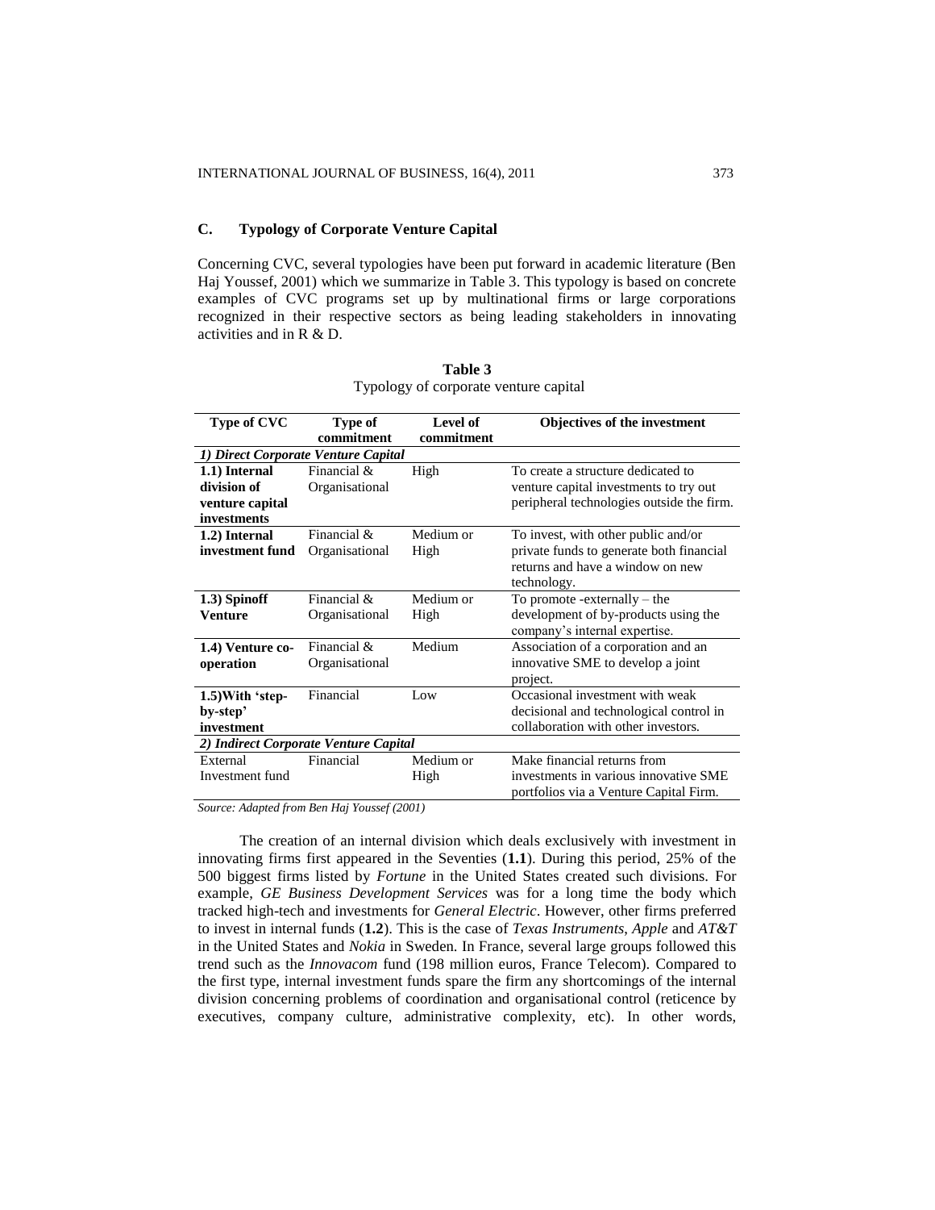### C. Typology of Corporate Venture Capital

Concerning CVC, several typologies have been put forward in academic literature (Ben Haj Youssef, 2001) which we summarize in Table 3. This typology is based on concrete examples of CVC programs set up by multinational firms or large corporations recognized in their respective sectors as being leading stakeholders in innovating activities and in R & D.

**Table 3**
Typology of corporate venture capital

| Type of CVC | Type of commitment | Level of commitment | Objectives of the investment |
|---|---|---|---|
| *1) Direct Corporate Venture Capital* | | | |
| **1.1) Internal division of venture capital investments** | Financial & Organisational | High | To create a structure dedicated to venture capital investments to try out peripheral technologies outside the firm. |
| **1.2) Internal investment fund** | Financial & Organisational | Medium or High | To invest, with other public and/or private funds to generate both financial returns and have a window on new technology. |
| **1.3) Spinoff Venture** | Financial & Organisational | Medium or High | To promote -externally – the development of by-products using the company's internal expertise. |
| **1.4) Venture co-operation** | Financial & Organisational | Medium | Association of a corporation and an innovative SME to develop a joint project. |
| **1.5)With 'step-by-step' investment** | Financial | Low | Occasional investment with weak decisional and technological control in collaboration with other investors. |
| *2) Indirect Corporate Venture Capital* | | | |
| External Investment fund | Financial | Medium or High | Make financial returns from investments in various innovative SME portfolios via a Venture Capital Firm. |

*Source: Adapted from Ben Haj Youssef (2001)*

The creation of an internal division which deals exclusively with investment in innovating firms first appeared in the Seventies (**1.1**). During this period, 25% of the 500 biggest firms listed by *Fortune* in the United States created such divisions. For example, *GE Business Development Services* was for a long time the body which tracked high-tech and investments for *General Electric*. However, other firms preferred to invest in internal funds (**1.2**). This is the case of *Texas Instruments*, *Apple* and *AT&T* in the United States and *Nokia* in Sweden. In France, several large groups followed this trend such as the *Innovacom* fund (198 million euros, France Telecom). Compared to the first type, internal investment funds spare the firm any shortcomings of the internal division concerning problems of coordination and organisational control (reticence by executives, company culture, administrative complexity, etc). In other words,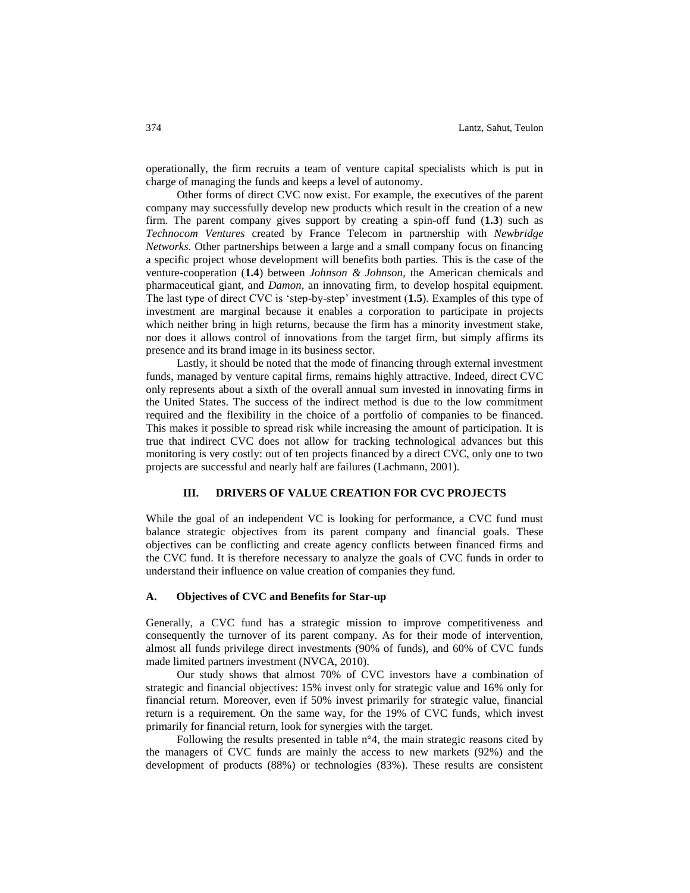operationally, the firm recruits a team of venture capital specialists which is put in charge of managing the funds and keeps a level of autonomy.

Other forms of direct CVC now exist. For example, the executives of the parent company may successfully develop new products which result in the creation of a new firm. The parent company gives support by creating a spin-off fund (**1.3**) such as *Technocom Ventures* created by France Telecom in partnership with *Newbridge Networks*. Other partnerships between a large and a small company focus on financing a specific project whose development will benefits both parties. This is the case of the venture-cooperation (**1.4**) between *Johnson & Johnson*, the American chemicals and pharmaceutical giant, and *Damon*, an innovating firm, to develop hospital equipment. The last type of direct CVC is 'step-by-step' investment (**1.5**). Examples of this type of investment are marginal because it enables a corporation to participate in projects which neither bring in high returns, because the firm has a minority investment stake, nor does it allows control of innovations from the target firm, but simply affirms its presence and its brand image in its business sector.

Lastly, it should be noted that the mode of financing through external investment funds, managed by venture capital firms, remains highly attractive. Indeed, direct CVC only represents about a sixth of the overall annual sum invested in innovating firms in the United States. The success of the indirect method is due to the low commitment required and the flexibility in the choice of a portfolio of companies to be financed. This makes it possible to spread risk while increasing the amount of participation. It is true that indirect CVC does not allow for tracking technological advances but this monitoring is very costly: out of ten projects financed by a direct CVC, only one to two projects are successful and nearly half are failures (Lachmann, 2001).

## III. DRIVERS OF VALUE CREATION FOR CVC PROJECTS

While the goal of an independent VC is looking for performance, a CVC fund must balance strategic objectives from its parent company and financial goals. These objectives can be conflicting and create agency conflicts between financed firms and the CVC fund. It is therefore necessary to analyze the goals of CVC funds in order to understand their influence on value creation of companies they fund.

### A. Objectives of CVC and Benefits for Star-up

Generally, a CVC fund has a strategic mission to improve competitiveness and consequently the turnover of its parent company. As for their mode of intervention, almost all funds privilege direct investments (90% of funds), and 60% of CVC funds made limited partners investment (NVCA, 2010).

Our study shows that almost 70% of CVC investors have a combination of strategic and financial objectives: 15% invest only for strategic value and 16% only for financial return. Moreover, even if 50% invest primarily for strategic value, financial return is a requirement. On the same way, for the 19% of CVC funds, which invest primarily for financial return, look for synergies with the target.

Following the results presented in table n°4, the main strategic reasons cited by the managers of CVC funds are mainly the access to new markets (92%) and the development of products (88%) or technologies (83%). These results are consistent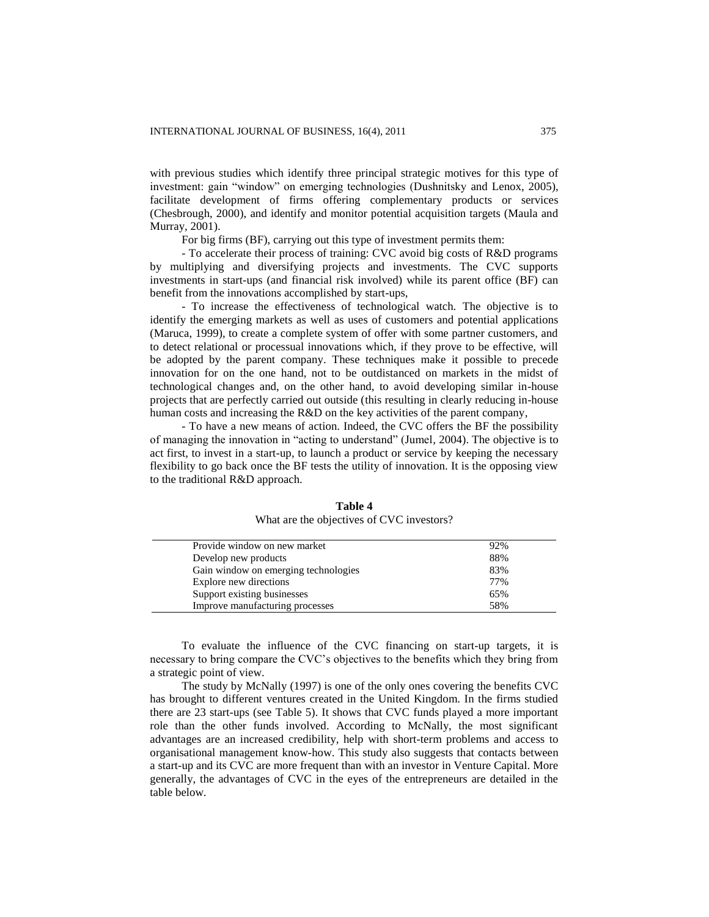with previous studies which identify three principal strategic motives for this type of investment: gain "window" on emerging technologies (Dushnitsky and Lenox, 2005), facilitate development of firms offering complementary products or services (Chesbrough, 2000), and identify and monitor potential acquisition targets (Maula and Murray, 2001).

For big firms (BF), carrying out this type of investment permits them:

- To accelerate their process of training: CVC avoid big costs of R&D programs by multiplying and diversifying projects and investments. The CVC supports investments in start-ups (and financial risk involved) while its parent office (BF) can benefit from the innovations accomplished by start-ups,

- To increase the effectiveness of technological watch. The objective is to identify the emerging markets as well as uses of customers and potential applications (Maruca, 1999), to create a complete system of offer with some partner customers, and to detect relational or processual innovations which, if they prove to be effective, will be adopted by the parent company. These techniques make it possible to precede innovation for on the one hand, not to be outdistanced on markets in the midst of technological changes and, on the other hand, to avoid developing similar in-house projects that are perfectly carried out outside (this resulting in clearly reducing in-house human costs and increasing the R&D on the key activities of the parent company,

- To have a new means of action. Indeed, the CVC offers the BF the possibility of managing the innovation in "acting to understand" (Jumel, 2004). The objective is to act first, to invest in a start-up, to launch a product or service by keeping the necessary flexibility to go back once the BF tests the utility of innovation. It is the opposing view to the traditional R&D approach.

**Table 4**

What are the objectives of CVC investors?

| | |
|---|---|
| Provide window on new market | 92% |
| Develop new products | 88% |
| Gain window on emerging technologies | 83% |
| Explore new directions | 77% |
| Support existing businesses | 65% |
| Improve manufacturing processes | 58% |

To evaluate the influence of the CVC financing on start-up targets, it is necessary to bring compare the CVC's objectives to the benefits which they bring from a strategic point of view.

The study by McNally (1997) is one of the only ones covering the benefits CVC has brought to different ventures created in the United Kingdom. In the firms studied there are 23 start-ups (see Table 5). It shows that CVC funds played a more important role than the other funds involved. According to McNally, the most significant advantages are an increased credibility, help with short-term problems and access to organisational management know-how. This study also suggests that contacts between a start-up and its CVC are more frequent than with an investor in Venture Capital. More generally, the advantages of CVC in the eyes of the entrepreneurs are detailed in the table below.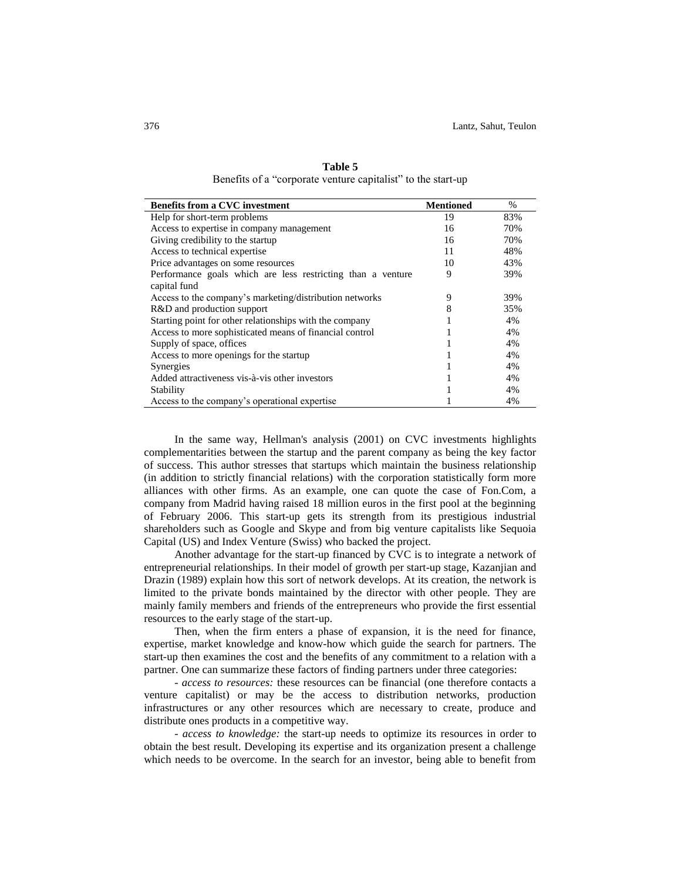**Table 5**

Benefits of a "corporate venture capitalist" to the start-up

| Benefits from a CVC investment | Mentioned | % |
|---|---|---|
| Help for short-term problems | 19 | 83% |
| Access to expertise in company management | 16 | 70% |
| Giving credibility to the startup | 16 | 70% |
| Access to technical expertise | 11 | 48% |
| Price advantages on some resources | 10 | 43% |
| Performance goals which are less restricting than a venture capital fund | 9 | 39% |
| Access to the company's marketing/distribution networks | 9 | 39% |
| R&D and production support | 8 | 35% |
| Starting point for other relationships with the company | 1 | 4% |
| Access to more sophisticated means of financial control | 1 | 4% |
| Supply of space, offices | 1 | 4% |
| Access to more openings for the startup | 1 | 4% |
| Synergies | 1 | 4% |
| Added attractiveness vis-à-vis other investors | 1 | 4% |
| Stability | 1 | 4% |
| Access to the company's operational expertise | 1 | 4% |

In the same way, Hellman's analysis (2001) on CVC investments highlights complementarities between the startup and the parent company as being the key factor of success. This author stresses that startups which maintain the business relationship (in addition to strictly financial relations) with the corporation statistically form more alliances with other firms. As an example, one can quote the case of Fon.Com, a company from Madrid having raised 18 million euros in the first pool at the beginning of February 2006. This start-up gets its strength from its prestigious industrial shareholders such as Google and Skype and from big venture capitalists like Sequoia Capital (US) and Index Venture (Swiss) who backed the project.

Another advantage for the start-up financed by CVC is to integrate a network of entrepreneurial relationships. In their model of growth per start-up stage, Kazanjian and Drazin (1989) explain how this sort of network develops. At its creation, the network is limited to the private bonds maintained by the director with other people. They are mainly family members and friends of the entrepreneurs who provide the first essential resources to the early stage of the start-up.

Then, when the firm enters a phase of expansion, it is the need for finance, expertise, market knowledge and know-how which guide the search for partners. The start-up then examines the cost and the benefits of any commitment to a relation with a partner. One can summarize these factors of finding partners under three categories:

- *access to resources:* these resources can be financial (one therefore contacts a venture capitalist) or may be the access to distribution networks, production infrastructures or any other resources which are necessary to create, produce and distribute ones products in a competitive way.

- *access to knowledge:* the start-up needs to optimize its resources in order to obtain the best result. Developing its expertise and its organization present a challenge which needs to be overcome. In the search for an investor, being able to benefit from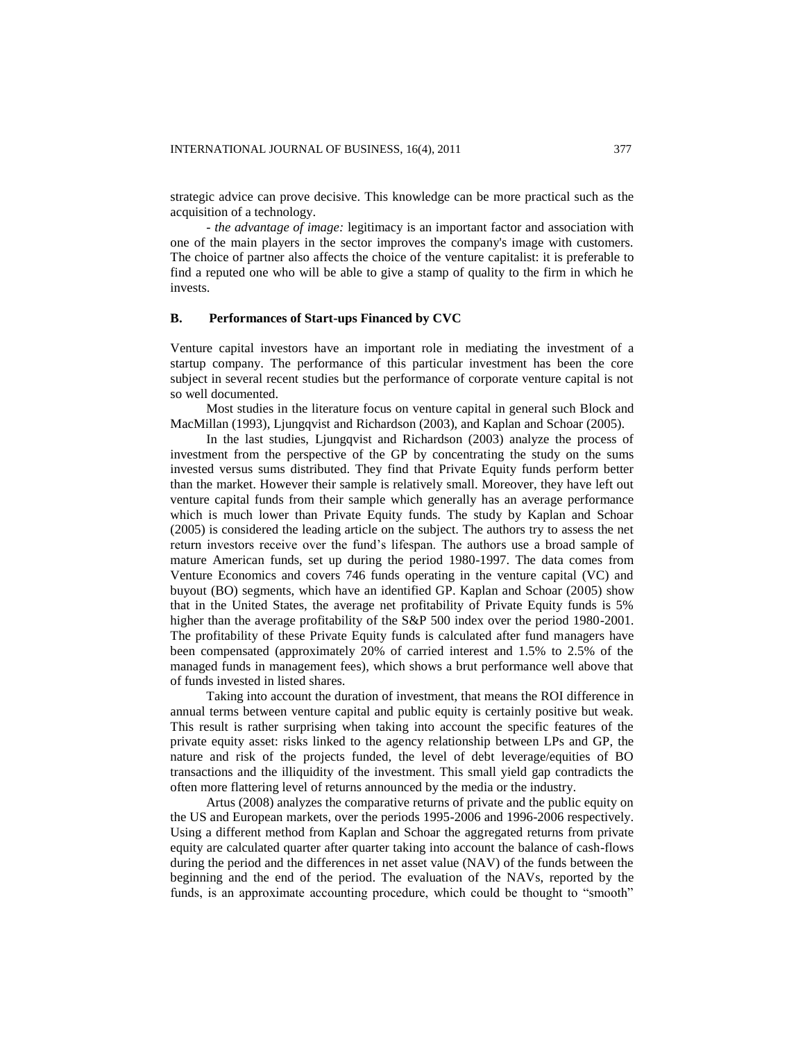strategic advice can prove decisive. This knowledge can be more practical such as the acquisition of a technology.

- *the advantage of image:* legitimacy is an important factor and association with one of the main players in the sector improves the company's image with customers. The choice of partner also affects the choice of the venture capitalist: it is preferable to find a reputed one who will be able to give a stamp of quality to the firm in which he invests.

### B. Performances of Start-ups Financed by CVC

Venture capital investors have an important role in mediating the investment of a startup company. The performance of this particular investment has been the core subject in several recent studies but the performance of corporate venture capital is not so well documented.

Most studies in the literature focus on venture capital in general such Block and MacMillan (1993), Ljungqvist and Richardson (2003), and Kaplan and Schoar (2005).

In the last studies, Ljungqvist and Richardson (2003) analyze the process of investment from the perspective of the GP by concentrating the study on the sums invested versus sums distributed. They find that Private Equity funds perform better than the market. However their sample is relatively small. Moreover, they have left out venture capital funds from their sample which generally has an average performance which is much lower than Private Equity funds. The study by Kaplan and Schoar (2005) is considered the leading article on the subject. The authors try to assess the net return investors receive over the fund's lifespan. The authors use a broad sample of mature American funds, set up during the period 1980-1997. The data comes from Venture Economics and covers 746 funds operating in the venture capital (VC) and buyout (BO) segments, which have an identified GP. Kaplan and Schoar (2005) show that in the United States, the average net profitability of Private Equity funds is 5% higher than the average profitability of the S&P 500 index over the period 1980-2001. The profitability of these Private Equity funds is calculated after fund managers have been compensated (approximately 20% of carried interest and 1.5% to 2.5% of the managed funds in management fees), which shows a brut performance well above that of funds invested in listed shares.

Taking into account the duration of investment, that means the ROI difference in annual terms between venture capital and public equity is certainly positive but weak. This result is rather surprising when taking into account the specific features of the private equity asset: risks linked to the agency relationship between LPs and GP, the nature and risk of the projects funded, the level of debt leverage/equities of BO transactions and the illiquidity of the investment. This small yield gap contradicts the often more flattering level of returns announced by the media or the industry.

Artus (2008) analyzes the comparative returns of private and the public equity on the US and European markets, over the periods 1995-2006 and 1996-2006 respectively. Using a different method from Kaplan and Schoar the aggregated returns from private equity are calculated quarter after quarter taking into account the balance of cash-flows during the period and the differences in net asset value (NAV) of the funds between the beginning and the end of the period. The evaluation of the NAVs, reported by the funds, is an approximate accounting procedure, which could be thought to "smooth"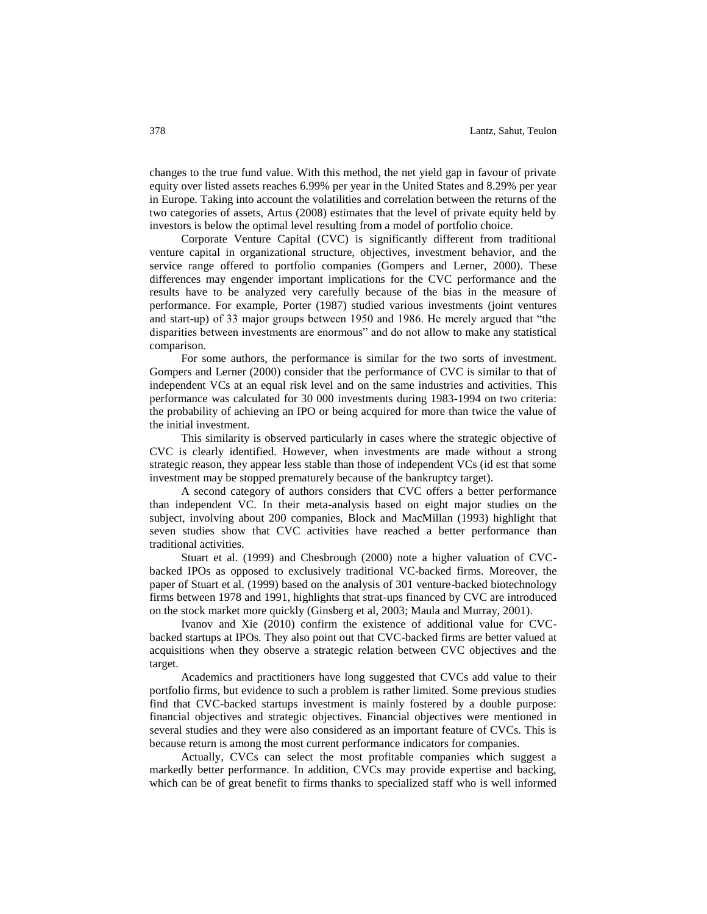changes to the true fund value. With this method, the net yield gap in favour of private equity over listed assets reaches 6.99% per year in the United States and 8.29% per year in Europe. Taking into account the volatilities and correlation between the returns of the two categories of assets, Artus (2008) estimates that the level of private equity held by investors is below the optimal level resulting from a model of portfolio choice.

Corporate Venture Capital (CVC) is significantly different from traditional venture capital in organizational structure, objectives, investment behavior, and the service range offered to portfolio companies (Gompers and Lerner, 2000). These differences may engender important implications for the CVC performance and the results have to be analyzed very carefully because of the bias in the measure of performance. For example, Porter (1987) studied various investments (joint ventures and start-up) of 33 major groups between 1950 and 1986. He merely argued that "the disparities between investments are enormous" and do not allow to make any statistical comparison.

For some authors, the performance is similar for the two sorts of investment. Gompers and Lerner (2000) consider that the performance of CVC is similar to that of independent VCs at an equal risk level and on the same industries and activities. This performance was calculated for 30 000 investments during 1983-1994 on two criteria: the probability of achieving an IPO or being acquired for more than twice the value of the initial investment.

This similarity is observed particularly in cases where the strategic objective of CVC is clearly identified. However, when investments are made without a strong strategic reason, they appear less stable than those of independent VCs (id est that some investment may be stopped prematurely because of the bankruptcy target).

A second category of authors considers that CVC offers a better performance than independent VC. In their meta-analysis based on eight major studies on the subject, involving about 200 companies, Block and MacMillan (1993) highlight that seven studies show that CVC activities have reached a better performance than traditional activities.

Stuart et al. (1999) and Chesbrough (2000) note a higher valuation of CVC-backed IPOs as opposed to exclusively traditional VC-backed firms. Moreover, the paper of Stuart et al. (1999) based on the analysis of 301 venture-backed biotechnology firms between 1978 and 1991, highlights that strat-ups financed by CVC are introduced on the stock market more quickly (Ginsberg et al, 2003; Maula and Murray, 2001).

Ivanov and Xie (2010) confirm the existence of additional value for CVC-backed startups at IPOs. They also point out that CVC-backed firms are better valued at acquisitions when they observe a strategic relation between CVC objectives and the target.

Academics and practitioners have long suggested that CVCs add value to their portfolio firms, but evidence to such a problem is rather limited. Some previous studies find that CVC-backed startups investment is mainly fostered by a double purpose: financial objectives and strategic objectives. Financial objectives were mentioned in several studies and they were also considered as an important feature of CVCs. This is because return is among the most current performance indicators for companies.

Actually, CVCs can select the most profitable companies which suggest a markedly better performance. In addition, CVCs may provide expertise and backing, which can be of great benefit to firms thanks to specialized staff who is well informed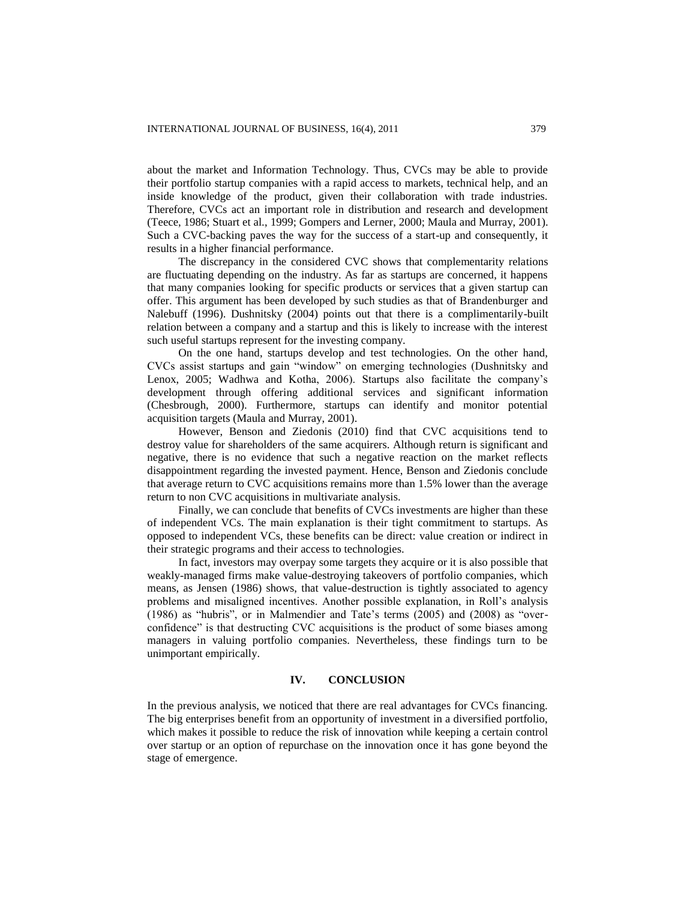about the market and Information Technology. Thus, CVCs may be able to provide their portfolio startup companies with a rapid access to markets, technical help, and an inside knowledge of the product, given their collaboration with trade industries. Therefore, CVCs act an important role in distribution and research and development (Teece, 1986; Stuart et al., 1999; Gompers and Lerner, 2000; Maula and Murray, 2001). Such a CVC-backing paves the way for the success of a start-up and consequently, it results in a higher financial performance.

The discrepancy in the considered CVC shows that complementarity relations are fluctuating depending on the industry. As far as startups are concerned, it happens that many companies looking for specific products or services that a given startup can offer. This argument has been developed by such studies as that of Brandenburger and Nalebuff (1996). Dushnitsky (2004) points out that there is a complimentarily-built relation between a company and a startup and this is likely to increase with the interest such useful startups represent for the investing company.

On the one hand, startups develop and test technologies. On the other hand, CVCs assist startups and gain "window" on emerging technologies (Dushnitsky and Lenox, 2005; Wadhwa and Kotha, 2006). Startups also facilitate the company's development through offering additional services and significant information (Chesbrough, 2000). Furthermore, startups can identify and monitor potential acquisition targets (Maula and Murray, 2001).

However, Benson and Ziedonis (2010) find that CVC acquisitions tend to destroy value for shareholders of the same acquirers. Although return is significant and negative, there is no evidence that such a negative reaction on the market reflects disappointment regarding the invested payment. Hence, Benson and Ziedonis conclude that average return to CVC acquisitions remains more than 1.5% lower than the average return to non CVC acquisitions in multivariate analysis.

Finally, we can conclude that benefits of CVCs investments are higher than these of independent VCs. The main explanation is their tight commitment to startups. As opposed to independent VCs, these benefits can be direct: value creation or indirect in their strategic programs and their access to technologies.

In fact, investors may overpay some targets they acquire or it is also possible that weakly-managed firms make value-destroying takeovers of portfolio companies, which means, as Jensen (1986) shows, that value-destruction is tightly associated to agency problems and misaligned incentives. Another possible explanation, in Roll's analysis (1986) as "hubris", or in Malmendier and Tate's terms (2005) and (2008) as "over-confidence" is that destructing CVC acquisitions is the product of some biases among managers in valuing portfolio companies. Nevertheless, these findings turn to be unimportant empirically.

## IV. CONCLUSION

In the previous analysis, we noticed that there are real advantages for CVCs financing. The big enterprises benefit from an opportunity of investment in a diversified portfolio, which makes it possible to reduce the risk of innovation while keeping a certain control over startup or an option of repurchase on the innovation once it has gone beyond the stage of emergence.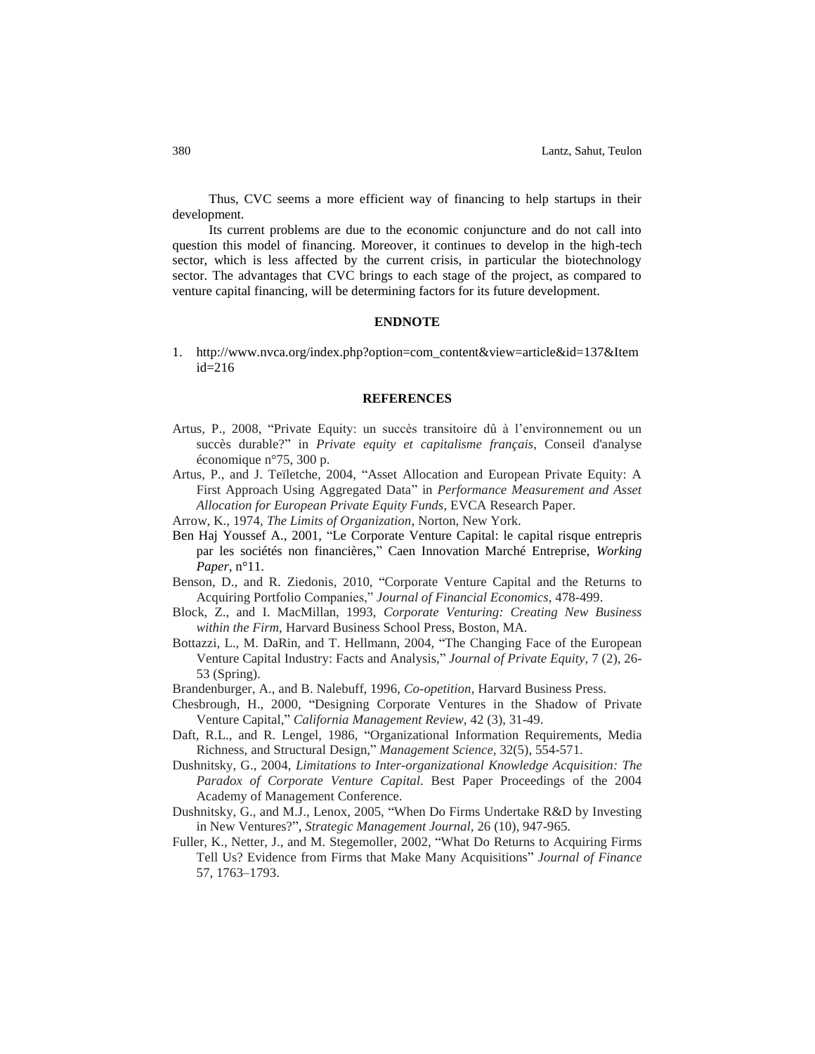Thus, CVC seems a more efficient way of financing to help startups in their development.

Its current problems are due to the economic conjuncture and do not call into question this model of financing. Moreover, it continues to develop in the high-tech sector, which is less affected by the current crisis, in particular the biotechnology sector. The advantages that CVC brings to each stage of the project, as compared to venture capital financing, will be determining factors for its future development.

## ENDNOTE

1. http://www.nvca.org/index.php?option=com_content&view=article&id=137&Itemid=216

## REFERENCES

Artus, P., 2008, "Private Equity: un succès transitoire dû à l'environnement ou un succès durable?" in *Private equity et capitalisme français*, Conseil d'analyse économique n°75, 300 p.

Artus, P., and J. Teïletche, 2004, "Asset Allocation and European Private Equity: A First Approach Using Aggregated Data" in *Performance Measurement and Asset Allocation for European Private Equity Funds*, EVCA Research Paper.

Arrow, K., 1974, *The Limits of Organization*, Norton, New York.

Ben Haj Youssef A., 2001, "Le Corporate Venture Capital: le capital risque entrepris par les sociétés non financières," Caen Innovation Marché Entreprise, *Working Paper*, n°11.

Benson, D., and R. Ziedonis, 2010, "Corporate Venture Capital and the Returns to Acquiring Portfolio Companies," *Journal of Financial Economics*, 478-499.

Block, Z., and I. MacMillan, 1993, *Corporate Venturing: Creating New Business within the Firm,* Harvard Business School Press, Boston, MA.

Bottazzi, L., M. DaRin, and T. Hellmann, 2004, "The Changing Face of the European Venture Capital Industry: Facts and Analysis," *Journal of Private Equity,* 7 (2), 26-53 (Spring).

Brandenburger, A., and B. Nalebuff, 1996, *Co-opetition*, Harvard Business Press.

Chesbrough, H., 2000, "Designing Corporate Ventures in the Shadow of Private Venture Capital," *California Management Review,* 42 (3), 31-49.

Daft, R.L., and R. Lengel, 1986, "Organizational Information Requirements, Media Richness, and Structural Design," *Management Science,* 32(5), 554-571.

Dushnitsky, G., 2004, *Limitations to Inter-organizational Knowledge Acquisition: The Paradox of Corporate Venture Capital.* Best Paper Proceedings of the 2004 Academy of Management Conference.

Dushnitsky, G., and M.J., Lenox, 2005, "When Do Firms Undertake R&D by Investing in New Ventures?", *Strategic Management Journal,* 26 (10), 947-965.

Fuller, K., Netter, J., and M. Stegemoller, 2002, "What Do Returns to Acquiring Firms Tell Us? Evidence from Firms that Make Many Acquisitions" *Journal of Finance* 57, 1763–1793.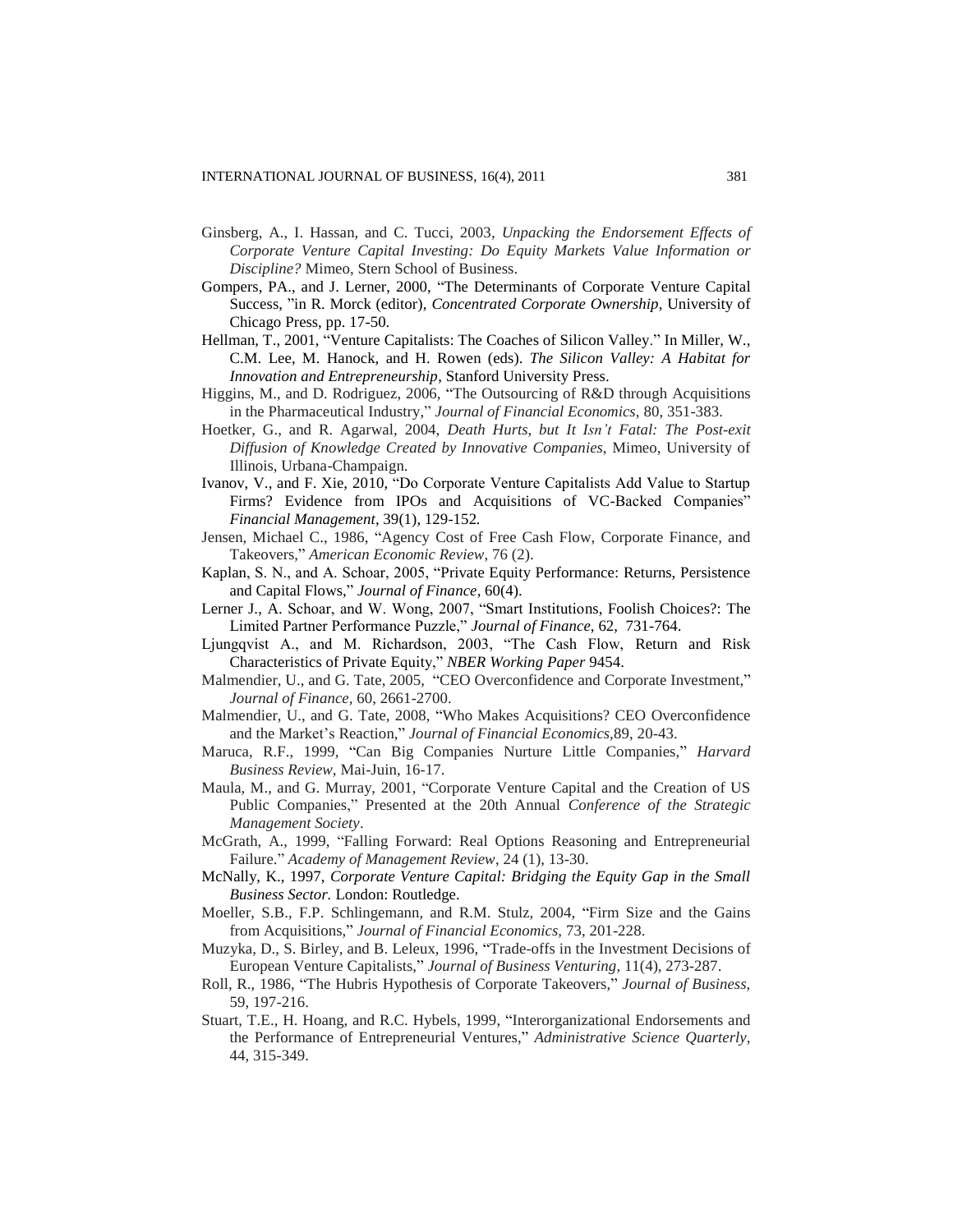Ginsberg, A., I. Hassan, and C. Tucci, 2003, *Unpacking the Endorsement Effects of Corporate Venture Capital Investing: Do Equity Markets Value Information or Discipline?* Mimeo, Stern School of Business.

Gompers, PA., and J. Lerner, 2000, "The Determinants of Corporate Venture Capital Success, "in R. Morck (editor), *Concentrated Corporate Ownership*, University of Chicago Press, pp. 17-50.

Hellman, T., 2001, "Venture Capitalists: The Coaches of Silicon Valley." In Miller, W., C.M. Lee, M. Hanock, and H. Rowen (eds). *The Silicon Valley: A Habitat for Innovation and Entrepreneurship*, Stanford University Press.

Higgins, M., and D. Rodriguez, 2006, "The Outsourcing of R&D through Acquisitions in the Pharmaceutical Industry," *Journal of Financial Economics*, 80, 351-383.

Hoetker, G., and R. Agarwal, 2004, *Death Hurts, but It Isn't Fatal: The Post-exit Diffusion of Knowledge Created by Innovative Companies*, Mimeo, University of Illinois, Urbana-Champaign.

Ivanov, V., and F. Xie, 2010, "Do Corporate Venture Capitalists Add Value to Startup Firms? Evidence from IPOs and Acquisitions of VC-Backed Companies" *Financial Management*, 39(1), 129-152.

Jensen, Michael C., 1986, "Agency Cost of Free Cash Flow, Corporate Finance, and Takeovers," *American Economic Review*, 76 (2).

Kaplan, S. N., and A. Schoar, 2005, "Private Equity Performance: Returns, Persistence and Capital Flows," *Journal of Finance*, 60(4).

Lerner J., A. Schoar, and W. Wong, 2007, "Smart Institutions, Foolish Choices?: The Limited Partner Performance Puzzle," *Journal of Finance*, 62, 731-764.

Ljungqvist A., and M. Richardson, 2003, "The Cash Flow, Return and Risk Characteristics of Private Equity," *NBER Working Paper* 9454.

Malmendier, U., and G. Tate, 2005, "CEO Overconfidence and Corporate Investment," *Journal of Finance*, 60, 2661-2700.

Malmendier, U., and G. Tate, 2008, "Who Makes Acquisitions? CEO Overconfidence and the Market's Reaction," *Journal of Financial Economics*,89, 20-43.

Maruca, R.F., 1999, "Can Big Companies Nurture Little Companies," *Harvard Business Review*, Mai-Juin, 16-17.

Maula, M., and G. Murray, 2001, "Corporate Venture Capital and the Creation of US Public Companies," Presented at the 20th Annual *Conference of the Strategic Management Society*.

McGrath, A., 1999, "Falling Forward: Real Options Reasoning and Entrepreneurial Failure." *Academy of Management Review*, 24 (1), 13-30.

McNally, K., 1997, *Corporate Venture Capital: Bridging the Equity Gap in the Small Business Sector.* London: Routledge.

Moeller, S.B., F.P. Schlingemann, and R.M. Stulz, 2004, "Firm Size and the Gains from Acquisitions," *Journal of Financial Economics*, 73, 201-228.

Muzyka, D., S. Birley, and B. Leleux, 1996, "Trade-offs in the Investment Decisions of European Venture Capitalists," *Journal of Business Venturing*, 11(4), 273-287.

Roll, R., 1986, "The Hubris Hypothesis of Corporate Takeovers," *Journal of Business*, 59, 197-216.

Stuart, T.E., H. Hoang, and R.C. Hybels, 1999, "Interorganizational Endorsements and the Performance of Entrepreneurial Ventures," *Administrative Science Quarterly*, 44, 315-349.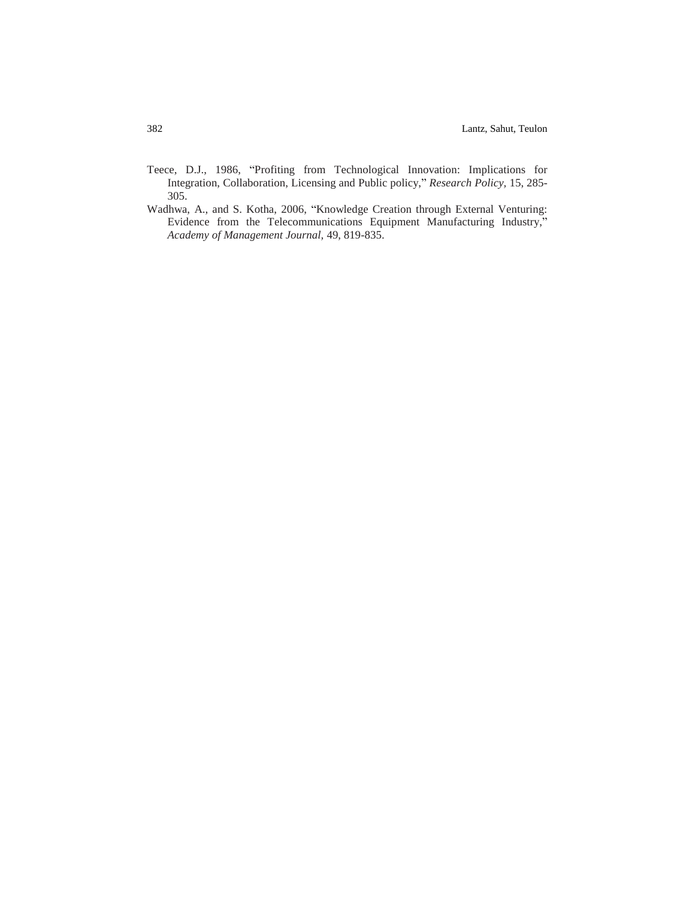Teece, D.J., 1986, "Profiting from Technological Innovation: Implications for Integration, Collaboration, Licensing and Public policy," *Research Policy*, 15, 285-305.

Wadhwa, A., and S. Kotha, 2006, "Knowledge Creation through External Venturing: Evidence from the Telecommunications Equipment Manufacturing Industry," *Academy of Management Journal*, 49, 819-835.